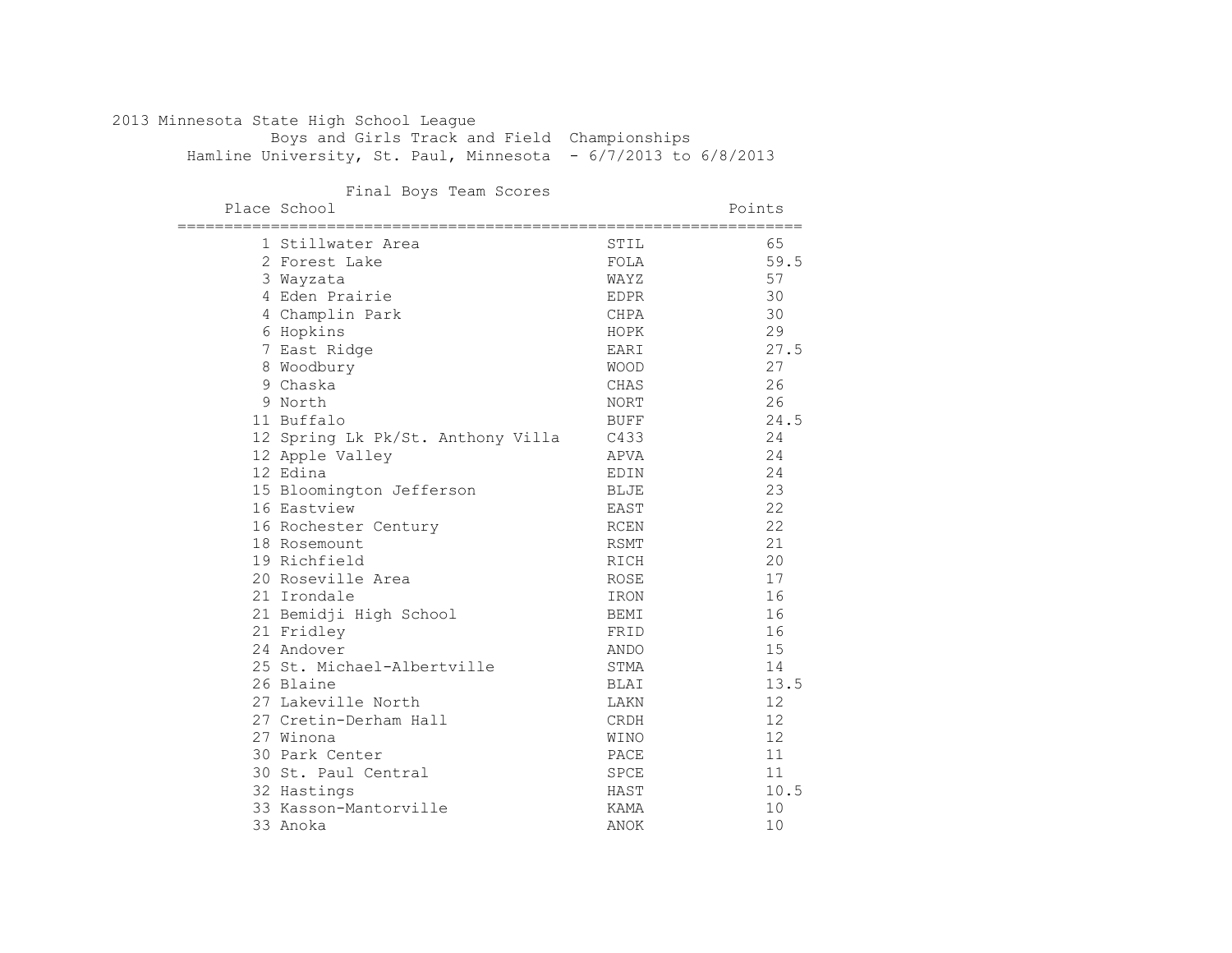2013 Minnesota State High School League
Boys and Girls Track and Field Championships
Hamline University, St. Paul, Minnesota - 6/7/2013 to 6/8/2013

## Final Boys Team Scores

| Place | School | | Points |
|---|---|---|---|
| 1 | Stillwater Area | STIL | 65 |
| 2 | Forest Lake | FOLA | 59.5 |
| 3 | Wayzata | WAYZ | 57 |
| 4 | Eden Prairie | EDPR | 30 |
| 4 | Champlin Park | CHPA | 30 |
| 6 | Hopkins | HOPK | 29 |
| 7 | East Ridge | EARI | 27.5 |
| 8 | Woodbury | WOOD | 27 |
| 9 | Chaska | CHAS | 26 |
| 9 | North | NORT | 26 |
| 11 | Buffalo | BUFF | 24.5 |
| 12 | Spring Lk Pk/St. Anthony Villa | C433 | 24 |
| 12 | Apple Valley | APVA | 24 |
| 12 | Edina | EDIN | 24 |
| 15 | Bloomington Jefferson | BLJE | 23 |
| 16 | Eastview | EAST | 22 |
| 16 | Rochester Century | RCEN | 22 |
| 18 | Rosemount | RSMT | 21 |
| 19 | Richfield | RICH | 20 |
| 20 | Roseville Area | ROSE | 17 |
| 21 | Irondale | IRON | 16 |
| 21 | Bemidji High School | BEMI | 16 |
| 21 | Fridley | FRID | 16 |
| 24 | Andover | ANDO | 15 |
| 25 | St. Michael-Albertville | STMA | 14 |
| 26 | Blaine | BLAI | 13.5 |
| 27 | Lakeville North | LAKN | 12 |
| 27 | Cretin-Derham Hall | CRDH | 12 |
| 27 | Winona | WINO | 12 |
| 30 | Park Center | PACE | 11 |
| 30 | St. Paul Central | SPCE | 11 |
| 32 | Hastings | HAST | 10.5 |
| 33 | Kasson-Mantorville | KAMA | 10 |
| 33 | Anoka | ANOK | 10 |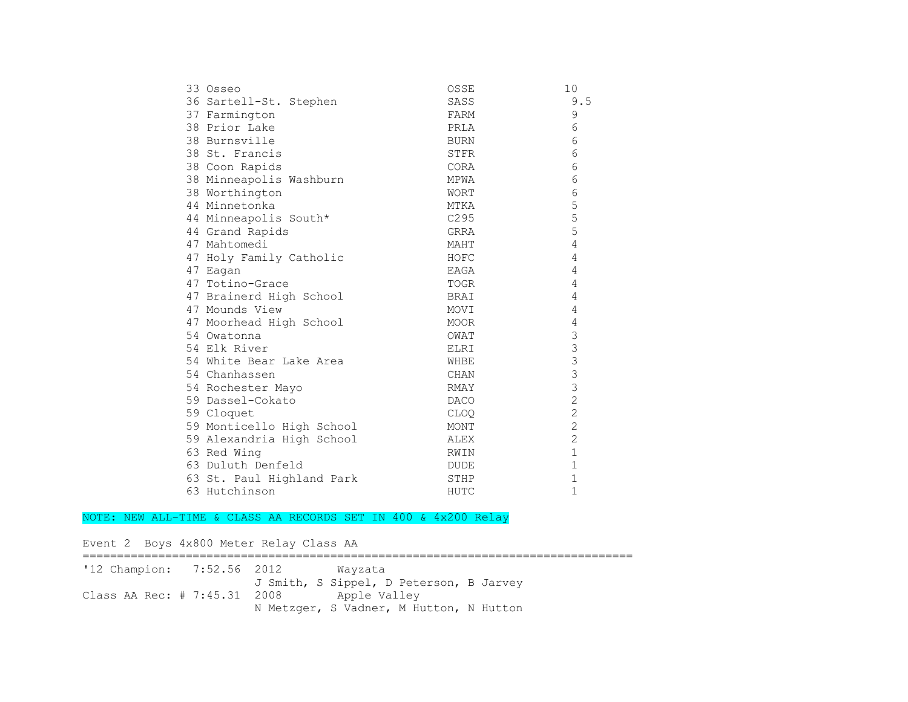| Place | Team | Code | Points |
|---|---|---|---|
| 33 | Osseo | OSSE | 10 |
| 36 | Sartell-St. Stephen | SASS | 9.5 |
| 37 | Farmington | FARM | 9 |
| 38 | Prior Lake | PRLA | 6 |
| 38 | Burnsville | BURN | 6 |
| 38 | St. Francis | STFR | 6 |
| 38 | Coon Rapids | CORA | 6 |
| 38 | Minneapolis Washburn | MPWA | 6 |
| 38 | Worthington | WORT | 6 |
| 44 | Minnetonka | MTKA | 5 |
| 44 | Minneapolis South* | C295 | 5 |
| 44 | Grand Rapids | GRRA | 5 |
| 47 | Mahtomedi | MAHT | 4 |
| 47 | Holy Family Catholic | HOFC | 4 |
| 47 | Eagan | EAGA | 4 |
| 47 | Totino-Grace | TOGR | 4 |
| 47 | Brainerd High School | BRAI | 4 |
| 47 | Mounds View | MOVI | 4 |
| 47 | Moorhead High School | MOOR | 4 |
| 54 | Owatonna | OWAT | 3 |
| 54 | Elk River | ELRI | 3 |
| 54 | White Bear Lake Area | WHBE | 3 |
| 54 | Chanhassen | CHAN | 3 |
| 54 | Rochester Mayo | RMAY | 3 |
| 59 | Dassel-Cokato | DACO | 2 |
| 59 | Cloquet | CLOQ | 2 |
| 59 | Monticello High School | MONT | 2 |
| 59 | Alexandria High School | ALEX | 2 |
| 63 | Red Wing | RWIN | 1 |
| 63 | Duluth Denfeld | DUDE | 1 |
| 63 | St. Paul Highland Park | STHP | 1 |
| 63 | Hutchinson | HUTC | 1 |

NOTE: NEW ALL-TIME & CLASS AA RECORDS SET IN 400 & 4x200 Relay

Event 2 Boys 4x800 Meter Relay Class AA

```
================================================================================
'12 Champion:   7:52.56  2012        Wayzata
                         J Smith, S Sippel, D Peterson, B Jarvey
Class AA Rec: # 7:45.31  2008        Apple Valley
                         N Metzger, S Vadner, M Hutton, N Hutton
```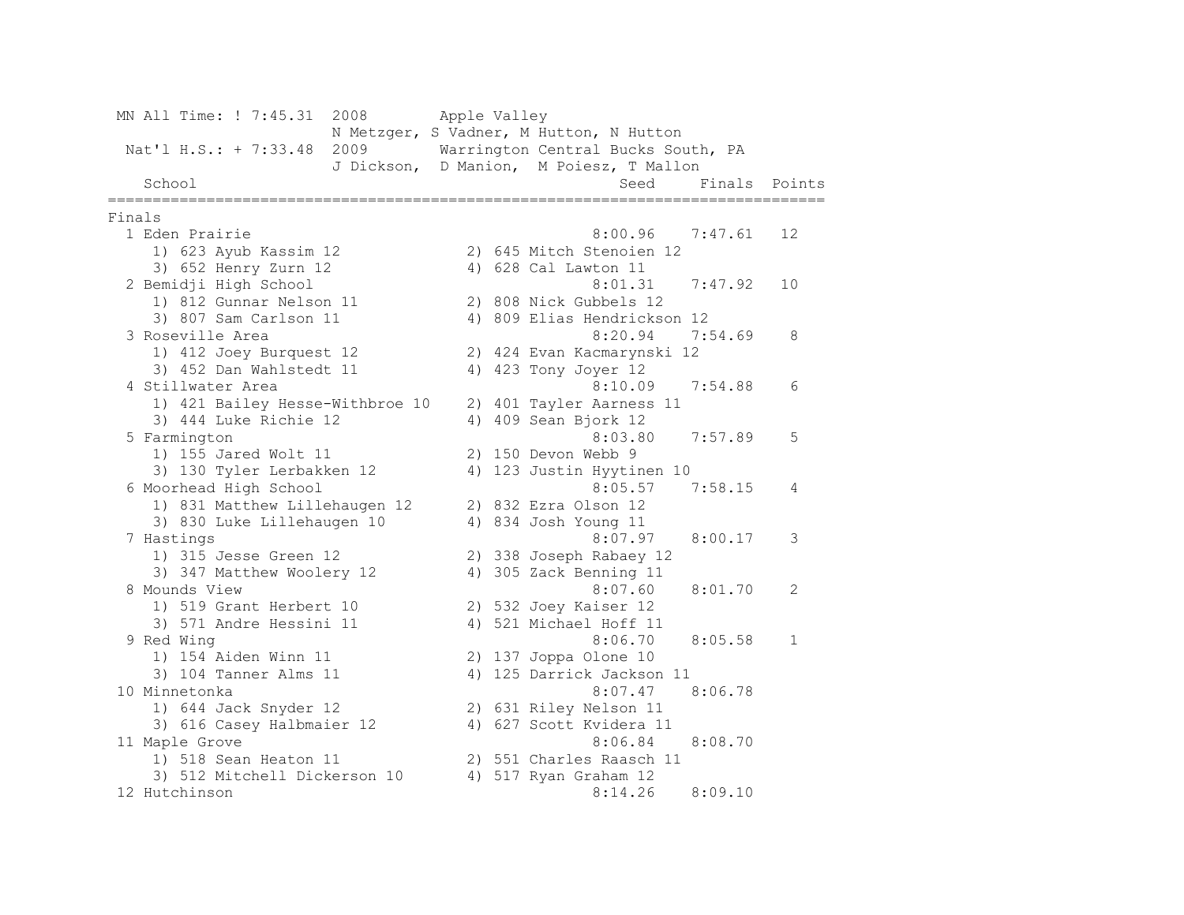MN All Time: ! 7:45.31 2008 Apple Valley
N Metzger, S Vadner, M Hutton, N Hutton

Nat'l H.S.: + 7:33.48 2009 Warrington Central Bucks South, PA
J Dickson, D Manion, M Poiesz, T Mallon

| | School | Seed | Finals | Points |
|---|---|---|---|---|

**Finals**

| | School | Seed | Finals | Points |
|---|---|---|---|---|
| 1 | Eden Prairie | 8:00.96 | 7:47.61 | 12 |
| | 1) 623 Ayub Kassim 12 / 2) 645 Mitch Stenoien 12 / 3) 652 Henry Zurn 12 / 4) 628 Cal Lawton 11 | | | |
| 2 | Bemidji High School | 8:01.31 | 7:47.92 | 10 |
| | 1) 812 Gunnar Nelson 11 / 2) 808 Nick Gubbels 12 / 3) 807 Sam Carlson 11 / 4) 809 Elias Hendrickson 12 | | | |
| 3 | Roseville Area | 8:20.94 | 7:54.69 | 8 |
| | 1) 412 Joey Burquest 12 / 2) 424 Evan Kacmarynski 12 / 3) 452 Dan Wahlstedt 11 / 4) 423 Tony Joyer 12 | | | |
| 4 | Stillwater Area | 8:10.09 | 7:54.88 | 6 |
| | 1) 421 Bailey Hesse-Withbroe 10 / 2) 401 Tayler Aarness 11 / 3) 444 Luke Richie 12 / 4) 409 Sean Bjork 12 | | | |
| 5 | Farmington | 8:03.80 | 7:57.89 | 5 |
| | 1) 155 Jared Wolt 11 / 2) 150 Devon Webb 9 / 3) 130 Tyler Lerbakken 12 / 4) 123 Justin Hyytinen 10 | | | |
| 6 | Moorhead High School | 8:05.57 | 7:58.15 | 4 |
| | 1) 831 Matthew Lillehaugen 12 / 2) 832 Ezra Olson 12 / 3) 830 Luke Lillehaugen 10 / 4) 834 Josh Young 11 | | | |
| 7 | Hastings | 8:07.97 | 8:00.17 | 3 |
| | 1) 315 Jesse Green 12 / 2) 338 Joseph Rabaey 12 / 3) 347 Matthew Woolery 12 / 4) 305 Zack Benning 11 | | | |
| 8 | Mounds View | 8:07.60 | 8:01.70 | 2 |
| | 1) 519 Grant Herbert 10 / 2) 532 Joey Kaiser 12 / 3) 571 Andre Hessini 11 / 4) 521 Michael Hoff 11 | | | |
| 9 | Red Wing | 8:06.70 | 8:05.58 | 1 |
| | 1) 154 Aiden Winn 11 / 2) 137 Joppa Olone 10 / 3) 104 Tanner Alms 11 / 4) 125 Darrick Jackson 11 | | | |
| 10 | Minnetonka | 8:07.47 | 8:06.78 | |
| | 1) 644 Jack Snyder 12 / 2) 631 Riley Nelson 11 / 3) 616 Casey Halbmaier 12 / 4) 627 Scott Kvidera 11 | | | |
| 11 | Maple Grove | 8:06.84 | 8:08.70 | |
| | 1) 518 Sean Heaton 11 / 2) 551 Charles Raasch 11 / 3) 512 Mitchell Dickerson 10 / 4) 517 Ryan Graham 12 | | | |
| 12 | Hutchinson | 8:14.26 | 8:09.10 | |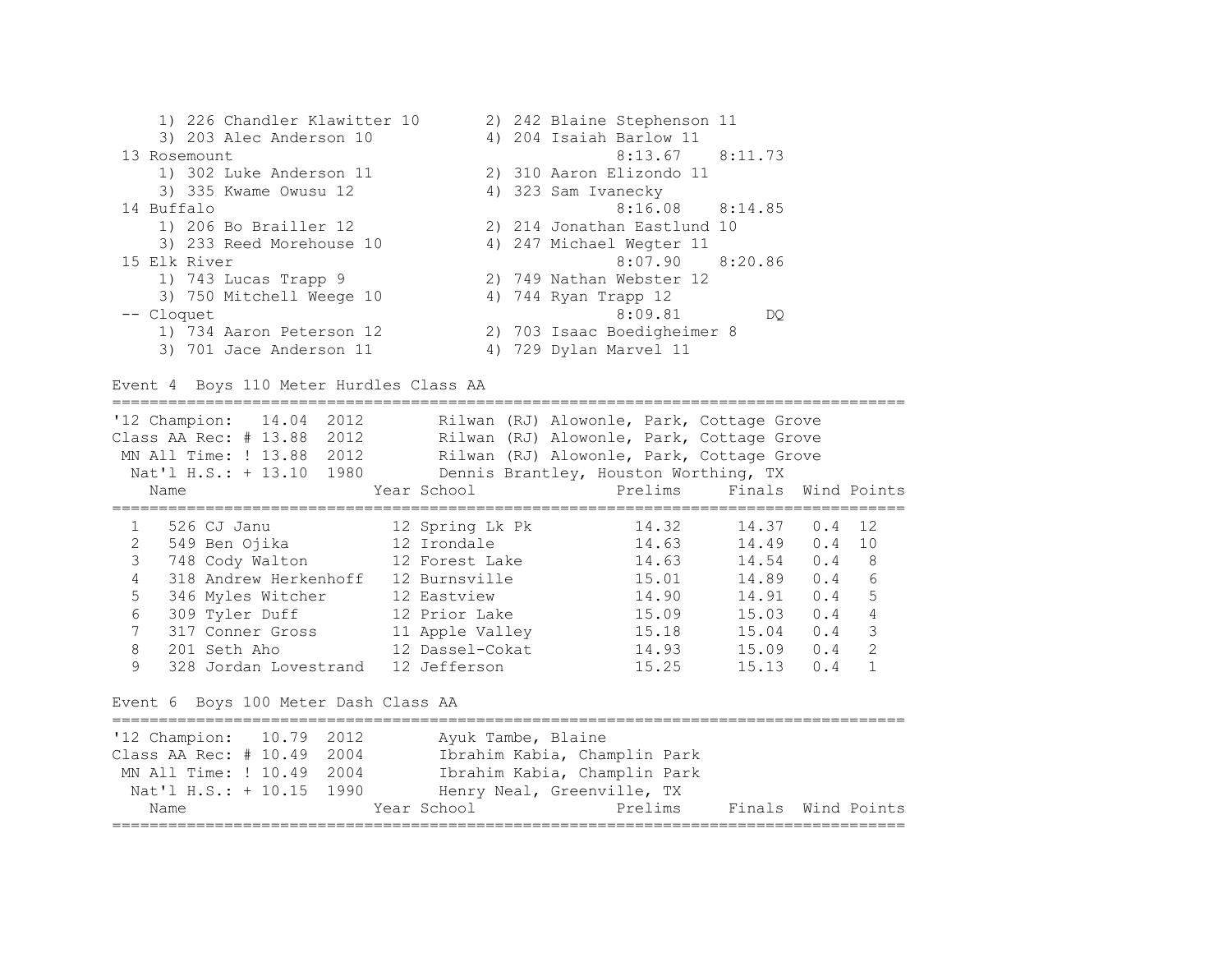1) 226 Chandler Klawitter 10 2) 242 Blaine Stephenson 11
3) 203 Alec Anderson 10 4) 204 Isaiah Barlow 11

13 Rosemount 8:13.67 8:11.73
1) 302 Luke Anderson 11 2) 310 Aaron Elizondo 11
3) 335 Kwame Owusu 12 4) 323 Sam Ivanecky

14 Buffalo 8:16.08 8:14.85
1) 206 Bo Brailler 12 2) 214 Jonathan Eastlund 10
3) 233 Reed Morehouse 10 4) 247 Michael Wegter 11

15 Elk River 8:07.90 8:20.86
1) 743 Lucas Trapp 9 2) 749 Nathan Webster 12
3) 750 Mitchell Weege 10 4) 744 Ryan Trapp 12

-- Cloquet 8:09.81 DQ
1) 734 Aaron Peterson 12 2) 703 Isaac Boedigheimer 8
3) 701 Jace Anderson 11 4) 729 Dylan Marvel 11

## Event 4 Boys 110 Meter Hurdles Class AA

'12 Champion: 14.04 2012 Rilwan (RJ) Alowonle, Park, Cottage Grove
Class AA Rec: # 13.88 2012 Rilwan (RJ) Alowonle, Park, Cottage Grove
MN All Time: ! 13.88 2012 Rilwan (RJ) Alowonle, Park, Cottage Grove
Nat'l H.S.: + 13.10 1980 Dennis Brantley, Houston Worthing, TX

| Place | Name | Year | School | Prelims | Finals | Wind | Points |
|---|---|---|---|---|---|---|---|
| 1 | 526 CJ Janu | 12 | Spring Lk Pk | 14.32 | 14.37 | 0.4 | 12 |
| 2 | 549 Ben Ojika | 12 | Irondale | 14.63 | 14.49 | 0.4 | 10 |
| 3 | 748 Cody Walton | 12 | Forest Lake | 14.63 | 14.54 | 0.4 | 8 |
| 4 | 318 Andrew Herkenhoff | 12 | Burnsville | 15.01 | 14.89 | 0.4 | 6 |
| 5 | 346 Myles Witcher | 12 | Eastview | 14.90 | 14.91 | 0.4 | 5 |
| 6 | 309 Tyler Duff | 12 | Prior Lake | 15.09 | 15.03 | 0.4 | 4 |
| 7 | 317 Conner Gross | 11 | Apple Valley | 15.18 | 15.04 | 0.4 | 3 |
| 8 | 201 Seth Aho | 12 | Dassel-Cokat | 14.93 | 15.09 | 0.4 | 2 |
| 9 | 328 Jordan Lovestrand | 12 | Jefferson | 15.25 | 15.13 | 0.4 | 1 |

## Event 6 Boys 100 Meter Dash Class AA

'12 Champion: 10.79 2012 Ayuk Tambe, Blaine
Class AA Rec: # 10.49 2004 Ibrahim Kabia, Champlin Park
MN All Time: ! 10.49 2004 Ibrahim Kabia, Champlin Park
Nat'l H.S.: + 10.15 1990 Henry Neal, Greenville, TX

| Name | Year | School | Prelims | Finals | Wind | Points |
|---|---|---|---|---|---|---|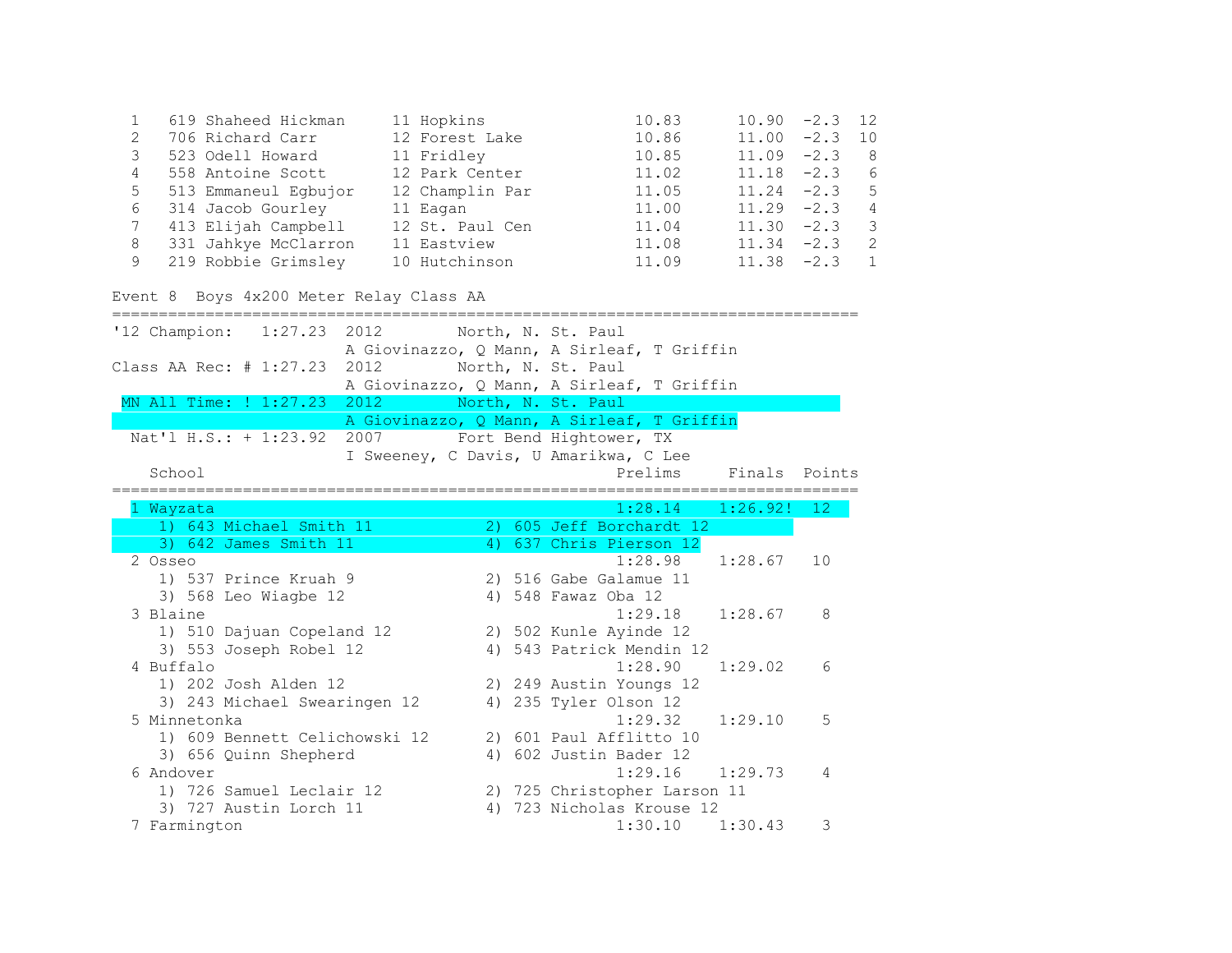| Place | # | Name | Yr | School | Prelims | Finals | Wind | Points |
|---|---|---|---|---|---|---|---|---|
| 1 | 619 | Shaheed Hickman | 11 | Hopkins | 10.83 | 10.90 | -2.3 | 12 |
| 2 | 706 | Richard Carr | 12 | Forest Lake | 10.86 | 11.00 | -2.3 | 10 |
| 3 | 523 | Odell Howard | 11 | Fridley | 10.85 | 11.09 | -2.3 | 8 |
| 4 | 558 | Antoine Scott | 12 | Park Center | 11.02 | 11.18 | -2.3 | 6 |
| 5 | 513 | Emmaneul Egbujor | 12 | Champlin Par | 11.05 | 11.24 | -2.3 | 5 |
| 6 | 314 | Jacob Gourley | 11 | Eagan | 11.00 | 11.29 | -2.3 | 4 |
| 7 | 413 | Elijah Campbell | 12 | St. Paul Cen | 11.04 | 11.30 | -2.3 | 3 |
| 8 | 331 | Jahkye McClarron | 11 | Eastview | 11.08 | 11.34 | -2.3 | 2 |
| 9 | 219 | Robbie Grimsley | 10 | Hutchinson | 11.09 | 11.38 | -2.3 | 1 |

## Event 8 Boys 4x200 Meter Relay Class AA

```
================================================================================
'12 Champion:   1:27.23  2012        North, N. St. Paul
                         A Giovinazzo, Q Mann, A Sirleaf, T Griffin
Class AA Rec: # 1:27.23  2012        North, N. St. Paul
                         A Giovinazzo, Q Mann, A Sirleaf, T Griffin
 MN All Time: ! 1:27.23  2012        North, N. St. Paul
                         A Giovinazzo, Q Mann, A Sirleaf, T Griffin
  Nat'l H.S.: + 1:23.92  2007        Fort Bend Hightower, TX
                         I Sweeney, C Davis, U Amarikwa, C Lee
    School                                         Prelims     Finals  Points
================================================================================
  1 Wayzata                                        1:28.14    1:26.92!  12
     1) 643 Michael Smith 11            2) 605 Jeff Borchardt 12
     3) 642 James Smith 11              4) 637 Chris Pierson 12
  2 Osseo                                          1:28.98    1:28.67   10
     1) 537 Prince Kruah 9              2) 516 Gabe Galamue 11
     3) 568 Leo Wiagbe 12               4) 548 Fawaz Oba 12
  3 Blaine                                         1:29.18    1:28.67    8
     1) 510 Dajuan Copeland 12          2) 502 Kunle Ayinde 12
     3) 553 Joseph Robel 12             4) 543 Patrick Mendin 12
  4 Buffalo                                        1:28.90    1:29.02    6
     1) 202 Josh Alden 12               2) 249 Austin Youngs 12
     3) 243 Michael Swearingen 12       4) 235 Tyler Olson 12
  5 Minnetonka                                     1:29.32    1:29.10    5
     1) 609 Bennett Celichowski 12      2) 601 Paul Afflitto 10
     3) 656 Quinn Shepherd              4) 602 Justin Bader 12
  6 Andover                                        1:29.16    1:29.73    4
     1) 726 Samuel Leclair 12           2) 725 Christopher Larson 11
     3) 727 Austin Lorch 11             4) 723 Nicholas Krouse 12
  7 Farmington                                     1:30.10    1:30.43    3
```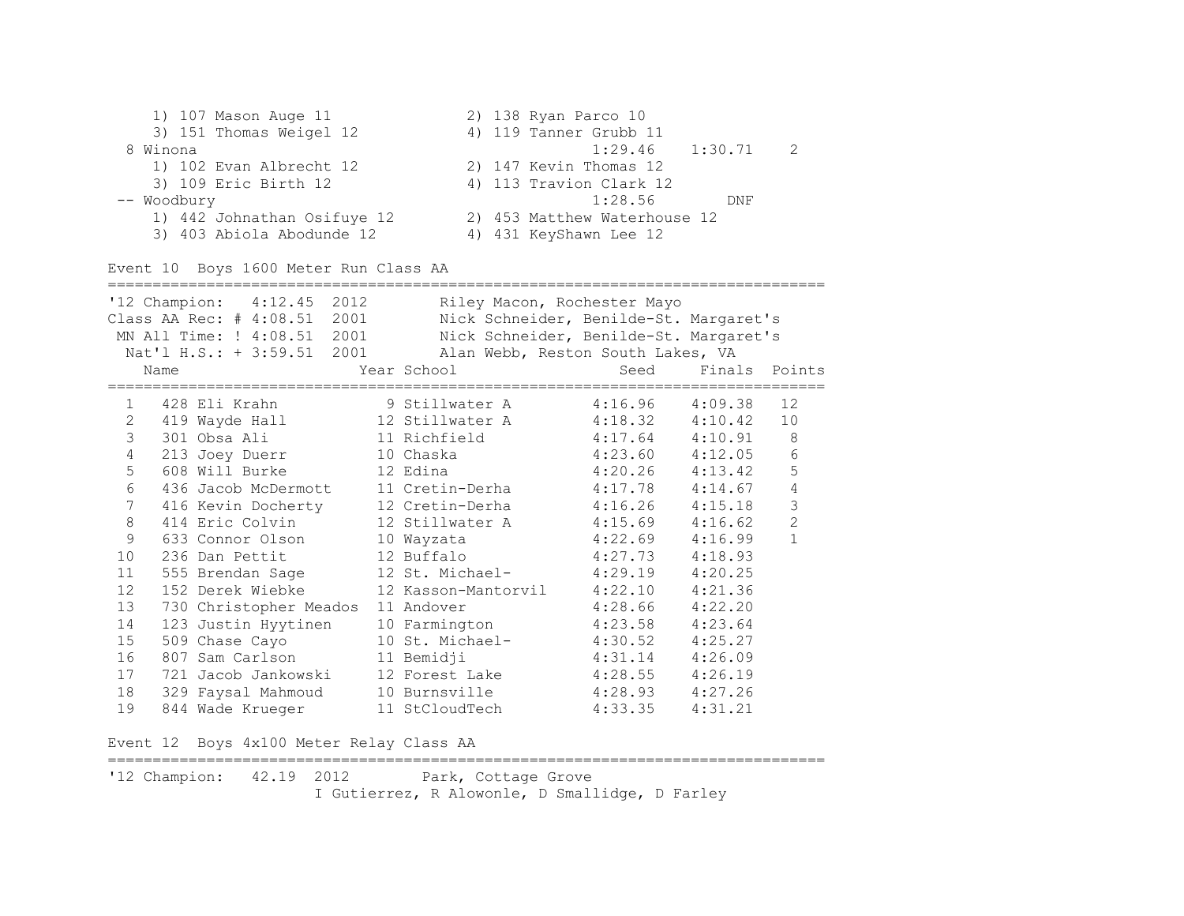1) 107 Mason Auge 11 2) 138 Ryan Parco 10
3) 151 Thomas Weigel 12 4) 119 Tanner Grubb 11

| Place | Team | Seed | Finals | Points |
|---|---|---|---|---|
| 8 | Winona | 1:29.46 | 1:30.71 | 2 |

1) 102 Evan Albrecht 12 2) 147 Kevin Thomas 12
3) 109 Eric Birth 12 4) 113 Travion Clark 12

| Place | Team | Seed | Finals | Points |
|---|---|---|---|---|
| -- | Woodbury | 1:28.56 | DNF | |

1) 442 Johnathan Osifuye 12 2) 453 Matthew Waterhouse 12
3) 403 Abiola Abodunde 12 4) 431 KeyShawn Lee 12

## Event 10 Boys 1600 Meter Run Class AA

'12 Champion: 4:12.45 2012 Riley Macon, Rochester Mayo
Class AA Rec: # 4:08.51 2001 Nick Schneider, Benilde-St. Margaret's
MN All Time: ! 4:08.51 2001 Nick Schneider, Benilde-St. Margaret's
Nat'l H.S.: + 3:59.51 2001 Alan Webb, Reston South Lakes, VA

| | Name | Year | School | Seed | Finals | Points |
|---|---|---|---|---|---|---|
| 1 | 428 Eli Krahn | 9 | Stillwater A | 4:16.96 | 4:09.38 | 12 |
| 2 | 419 Wayde Hall | 12 | Stillwater A | 4:18.32 | 4:10.42 | 10 |
| 3 | 301 Obsa Ali | 11 | Richfield | 4:17.64 | 4:10.91 | 8 |
| 4 | 213 Joey Duerr | 10 | Chaska | 4:23.60 | 4:12.05 | 6 |
| 5 | 608 Will Burke | 12 | Edina | 4:20.26 | 4:13.42 | 5 |
| 6 | 436 Jacob McDermott | 11 | Cretin-Derha | 4:17.78 | 4:14.67 | 4 |
| 7 | 416 Kevin Docherty | 12 | Cretin-Derha | 4:16.26 | 4:15.18 | 3 |
| 8 | 414 Eric Colvin | 12 | Stillwater A | 4:15.69 | 4:16.62 | 2 |
| 9 | 633 Connor Olson | 10 | Wayzata | 4:22.69 | 4:16.99 | 1 |
| 10 | 236 Dan Pettit | 12 | Buffalo | 4:27.73 | 4:18.93 | |
| 11 | 555 Brendan Sage | 12 | St. Michael- | 4:29.19 | 4:20.25 | |
| 12 | 152 Derek Wiebke | 12 | Kasson-Mantorvil | 4:22.10 | 4:21.36 | |
| 13 | 730 Christopher Meados | 11 | Andover | 4:28.66 | 4:22.20 | |
| 14 | 123 Justin Hyytinen | 10 | Farmington | 4:23.58 | 4:23.64 | |
| 15 | 509 Chase Cayo | 10 | St. Michael- | 4:30.52 | 4:25.27 | |
| 16 | 807 Sam Carlson | 11 | Bemidji | 4:31.14 | 4:26.09 | |
| 17 | 721 Jacob Jankowski | 12 | Forest Lake | 4:28.55 | 4:26.19 | |
| 18 | 329 Faysal Mahmoud | 10 | Burnsville | 4:28.93 | 4:27.26 | |
| 19 | 844 Wade Krueger | 11 | StCloudTech | 4:33.35 | 4:31.21 | |

## Event 12 Boys 4x100 Meter Relay Class AA

'12 Champion: 42.19 2012 Park, Cottage Grove
I Gutierrez, R Alowonle, D Smallidge, D Farley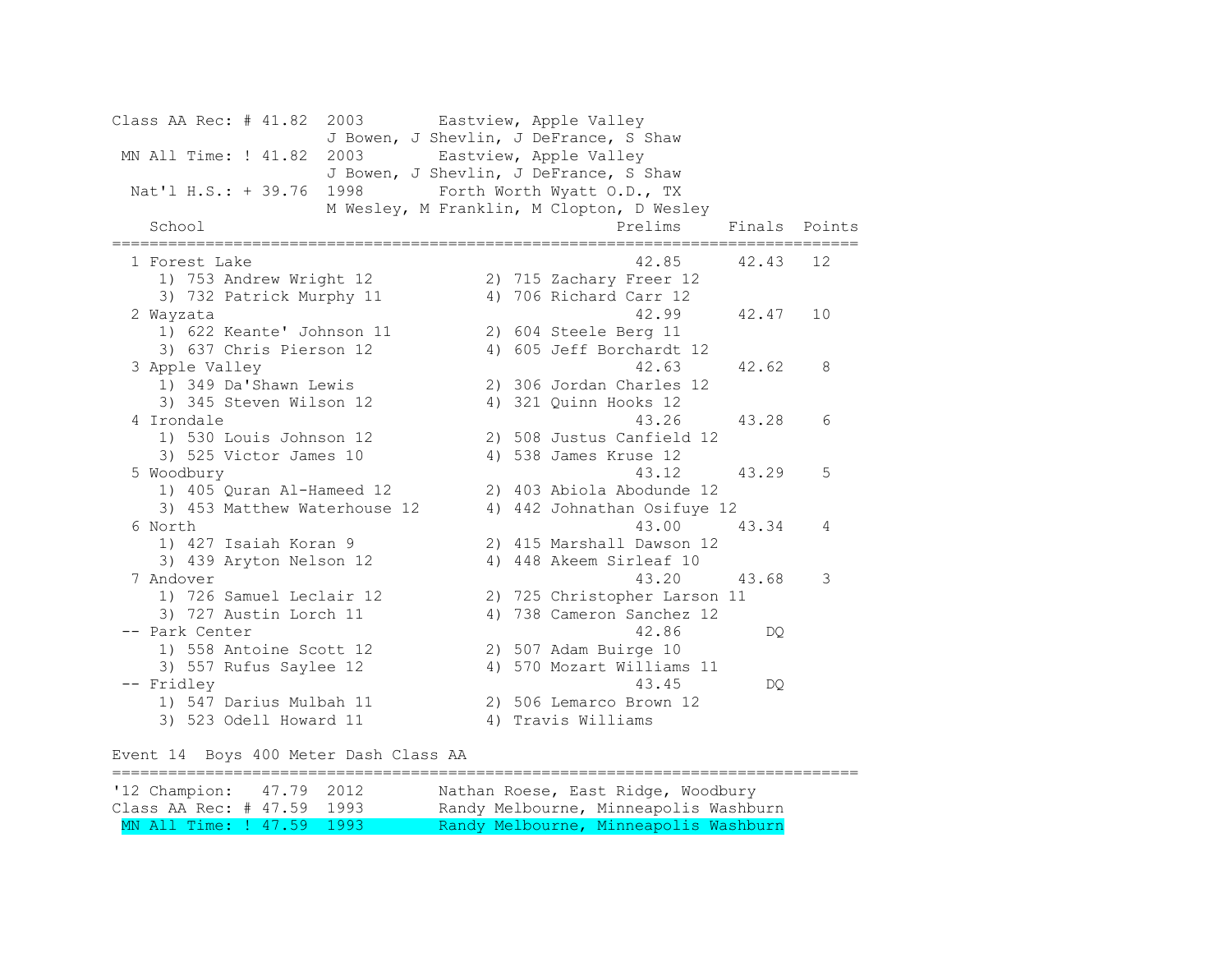Class AA Rec: # 41.82  2003        Eastview, Apple Valley
J Bowen, J Shevlin, J DeFrance, S Shaw

MN All Time: ! 41.82  2003        Eastview, Apple Valley
J Bowen, J Shevlin, J DeFrance, S Shaw

Nat'l H.S.: + 39.76  1998        Forth Worth Wyatt O.D., TX
M Wesley, M Franklin, M Clopton, D Wesley

| Place | School | Prelims | Finals | Points |
|---|---|---|---|---|
| 1 | Forest Lake | 42.85 | 42.43 | 12 |
| | 1) 753 Andrew Wright 12 &nbsp; 2) 715 Zachary Freer 12 &nbsp; 3) 732 Patrick Murphy 11 &nbsp; 4) 706 Richard Carr 12 | | | |
| 2 | Wayzata | 42.99 | 42.47 | 10 |
| | 1) 622 Keante' Johnson 11 &nbsp; 2) 604 Steele Berg 11 &nbsp; 3) 637 Chris Pierson 12 &nbsp; 4) 605 Jeff Borchardt 12 | | | |
| 3 | Apple Valley | 42.63 | 42.62 | 8 |
| | 1) 349 Da'Shawn Lewis &nbsp; 2) 306 Jordan Charles 12 &nbsp; 3) 345 Steven Wilson 12 &nbsp; 4) 321 Quinn Hooks 12 | | | |
| 4 | Irondale | 43.26 | 43.28 | 6 |
| | 1) 530 Louis Johnson 12 &nbsp; 2) 508 Justus Canfield 12 &nbsp; 3) 525 Victor James 10 &nbsp; 4) 538 James Kruse 12 | | | |
| 5 | Woodbury | 43.12 | 43.29 | 5 |
| | 1) 405 Quran Al-Hameed 12 &nbsp; 2) 403 Abiola Abodunde 12 &nbsp; 3) 453 Matthew Waterhouse 12 &nbsp; 4) 442 Johnathan Osifuye 12 | | | |
| 6 | North | 43.00 | 43.34 | 4 |
| | 1) 427 Isaiah Koran 9 &nbsp; 2) 415 Marshall Dawson 12 &nbsp; 3) 439 Aryton Nelson 12 &nbsp; 4) 448 Akeem Sirleaf 10 | | | |
| 7 | Andover | 43.20 | 43.68 | 3 |
| | 1) 726 Samuel Leclair 12 &nbsp; 2) 725 Christopher Larson 11 &nbsp; 3) 727 Austin Lorch 11 &nbsp; 4) 738 Cameron Sanchez 12 | | | |
| -- | Park Center | 42.86 | DQ | |
| | 1) 558 Antoine Scott 12 &nbsp; 2) 507 Adam Buirge 10 &nbsp; 3) 557 Rufus Saylee 12 &nbsp; 4) 570 Mozart Williams 11 | | | |
| -- | Fridley | 43.45 | DQ | |
| | 1) 547 Darius Mulbah 11 &nbsp; 2) 506 Lemarco Brown 12 &nbsp; 3) 523 Odell Howard 11 &nbsp; 4) Travis Williams | | | |

## Event 14  Boys 400 Meter Dash Class AA

'12 Champion:   47.79  2012        Nathan Roese, East Ridge, Woodbury

Class AA Rec: # 47.59  1993        Randy Melbourne, Minneapolis Washburn

MN All Time: ! 47.59  1993        Randy Melbourne, Minneapolis Washburn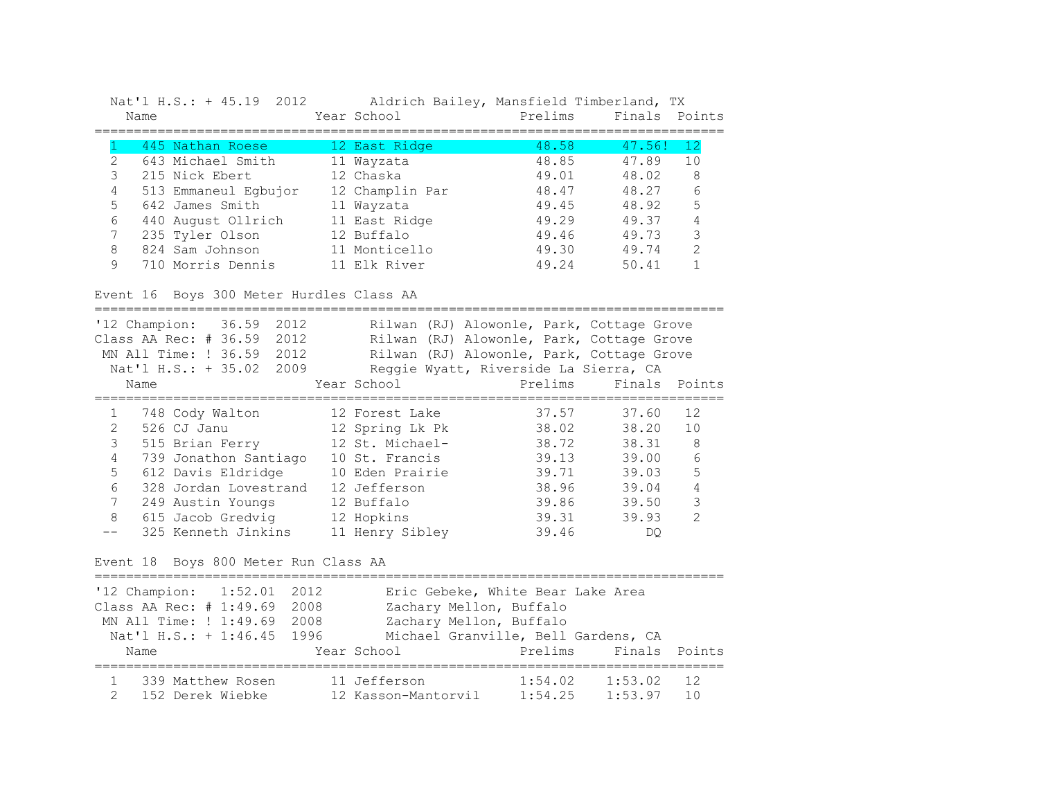Nat'l H.S.: + 45.19 2012 Aldrich Bailey, Mansfield Timberland, TX

| Place | Name | Year | School | Prelims | Finals | Points |
|---|---|---|---|---|---|---|
| 1 | 445 Nathan Roese | 12 | East Ridge | 48.58 | 47.56! | 12 |
| 2 | 643 Michael Smith | 11 | Wayzata | 48.85 | 47.89 | 10 |
| 3 | 215 Nick Ebert | 12 | Chaska | 49.01 | 48.02 | 8 |
| 4 | 513 Emmaneul Egbujor | 12 | Champlin Par | 48.47 | 48.27 | 6 |
| 5 | 642 James Smith | 11 | Wayzata | 49.45 | 48.92 | 5 |
| 6 | 440 August Ollrich | 11 | East Ridge | 49.29 | 49.37 | 4 |
| 7 | 235 Tyler Olson | 12 | Buffalo | 49.46 | 49.73 | 3 |
| 8 | 824 Sam Johnson | 11 | Monticello | 49.30 | 49.74 | 2 |
| 9 | 710 Morris Dennis | 11 | Elk River | 49.24 | 50.41 | 1 |

## Event 16 Boys 300 Meter Hurdles Class AA

'12 Champion: 36.59 2012 Rilwan (RJ) Alowonle, Park, Cottage Grove
Class AA Rec: # 36.59 2012 Rilwan (RJ) Alowonle, Park, Cottage Grove
MN All Time: ! 36.59 2012 Rilwan (RJ) Alowonle, Park, Cottage Grove
Nat'l H.S.: + 35.02 2009 Reggie Wyatt, Riverside La Sierra, CA

| Place | Name | Year | School | Prelims | Finals | Points |
|---|---|---|---|---|---|---|
| 1 | 748 Cody Walton | 12 | Forest Lake | 37.57 | 37.60 | 12 |
| 2 | 526 CJ Janu | 12 | Spring Lk Pk | 38.02 | 38.20 | 10 |
| 3 | 515 Brian Ferry | 12 | St. Michael- | 38.72 | 38.31 | 8 |
| 4 | 739 Jonathon Santiago | 10 | St. Francis | 39.13 | 39.00 | 6 |
| 5 | 612 Davis Eldridge | 10 | Eden Prairie | 39.71 | 39.03 | 5 |
| 6 | 328 Jordan Lovestrand | 12 | Jefferson | 38.96 | 39.04 | 4 |
| 7 | 249 Austin Youngs | 12 | Buffalo | 39.86 | 39.50 | 3 |
| 8 | 615 Jacob Gredvig | 12 | Hopkins | 39.31 | 39.93 | 2 |
| -- | 325 Kenneth Jinkins | 11 | Henry Sibley | 39.46 | DQ | |

## Event 18 Boys 800 Meter Run Class AA

'12 Champion: 1:52.01 2012 Eric Gebeke, White Bear Lake Area
Class AA Rec: # 1:49.69 2008 Zachary Mellon, Buffalo
MN All Time: ! 1:49.69 2008 Zachary Mellon, Buffalo
Nat'l H.S.: + 1:46.45 1996 Michael Granville, Bell Gardens, CA

| Place | Name | Year | School | Prelims | Finals | Points |
|---|---|---|---|---|---|---|
| 1 | 339 Matthew Rosen | 11 | Jefferson | 1:54.02 | 1:53.02 | 12 |
| 2 | 152 Derek Wiebke | 12 | Kasson-Mantorvil | 1:54.25 | 1:53.97 | 10 |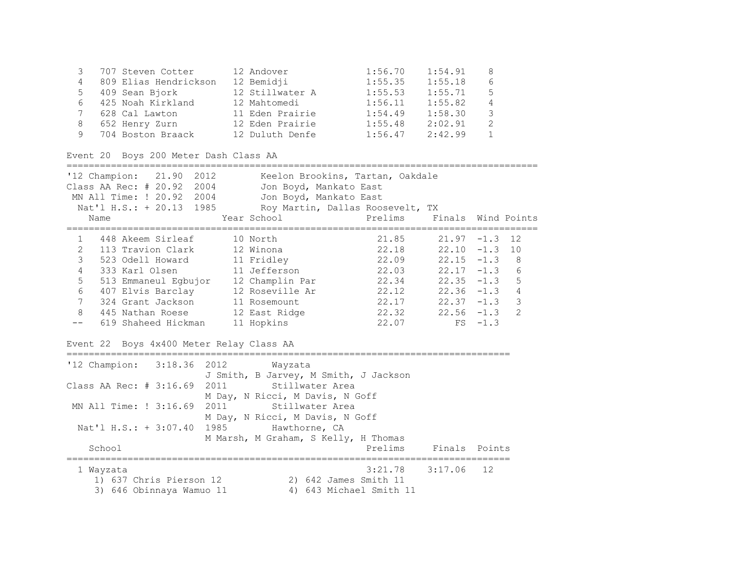| Place | Name | Year | School | Prelims | Finals | Points |
|---|---|---|---|---|---|---|
| 3 | 707 Steven Cotter | 12 | Andover | 1:56.70 | 1:54.91 | 8 |
| 4 | 809 Elias Hendrickson | 12 | Bemidji | 1:55.35 | 1:55.18 | 6 |
| 5 | 409 Sean Bjork | 12 | Stillwater A | 1:55.53 | 1:55.71 | 5 |
| 6 | 425 Noah Kirkland | 12 | Mahtomedi | 1:56.11 | 1:55.82 | 4 |
| 7 | 628 Cal Lawton | 11 | Eden Prairie | 1:54.49 | 1:58.30 | 3 |
| 8 | 652 Henry Zurn | 12 | Eden Prairie | 1:55.48 | 2:02.91 | 2 |
| 9 | 704 Boston Braack | 12 | Duluth Denfe | 1:56.47 | 2:42.99 | 1 |

## Event 20 Boys 200 Meter Dash Class AA

'12 Champion: 21.90 2012 Keelon Brookins, Tartan, Oakdale
Class AA Rec: # 20.92 2004 Jon Boyd, Mankato East
MN All Time: ! 20.92 2004 Jon Boyd, Mankato East
Nat'l H.S.: + 20.13 1985 Roy Martin, Dallas Roosevelt, TX

| Place | Name | Year | School | Prelims | Finals | Wind | Points |
|---|---|---|---|---|---|---|---|
| 1 | 448 Akeem Sirleaf | 10 | North | 21.85 | 21.97 | -1.3 | 12 |
| 2 | 113 Travion Clark | 12 | Winona | 22.18 | 22.10 | -1.3 | 10 |
| 3 | 523 Odell Howard | 11 | Fridley | 22.09 | 22.15 | -1.3 | 8 |
| 4 | 333 Karl Olsen | 11 | Jefferson | 22.03 | 22.17 | -1.3 | 6 |
| 5 | 513 Emmaneul Egbujor | 12 | Champlin Par | 22.34 | 22.35 | -1.3 | 5 |
| 6 | 407 Elvis Barclay | 12 | Roseville Ar | 22.12 | 22.36 | -1.3 | 4 |
| 7 | 324 Grant Jackson | 11 | Rosemount | 22.17 | 22.37 | -1.3 | 3 |
| 8 | 445 Nathan Roese | 12 | East Ridge | 22.32 | 22.56 | -1.3 | 2 |
| -- | 619 Shaheed Hickman | 11 | Hopkins | 22.07 | FS | -1.3 | |

## Event 22 Boys 4x400 Meter Relay Class AA

'12 Champion: 3:18.36 2012 Wayzata
J Smith, B Jarvey, M Smith, J Jackson
Class AA Rec: # 3:16.69 2011 Stillwater Area
M Day, N Ricci, M Davis, N Goff
MN All Time: ! 3:16.69 2011 Stillwater Area
M Day, N Ricci, M Davis, N Goff
Nat'l H.S.: + 3:07.40 1985 Hawthorne, CA
M Marsh, M Graham, S Kelly, H Thomas

| Place | School | Prelims | Finals | Points |
|---|---|---|---|---|
| 1 | Wayzata | 3:21.78 | 3:17.06 | 12 |

1) 637 Chris Pierson 12  2) 642 James Smith 11
3) 646 Obinnaya Wamuo 11  4) 643 Michael Smith 11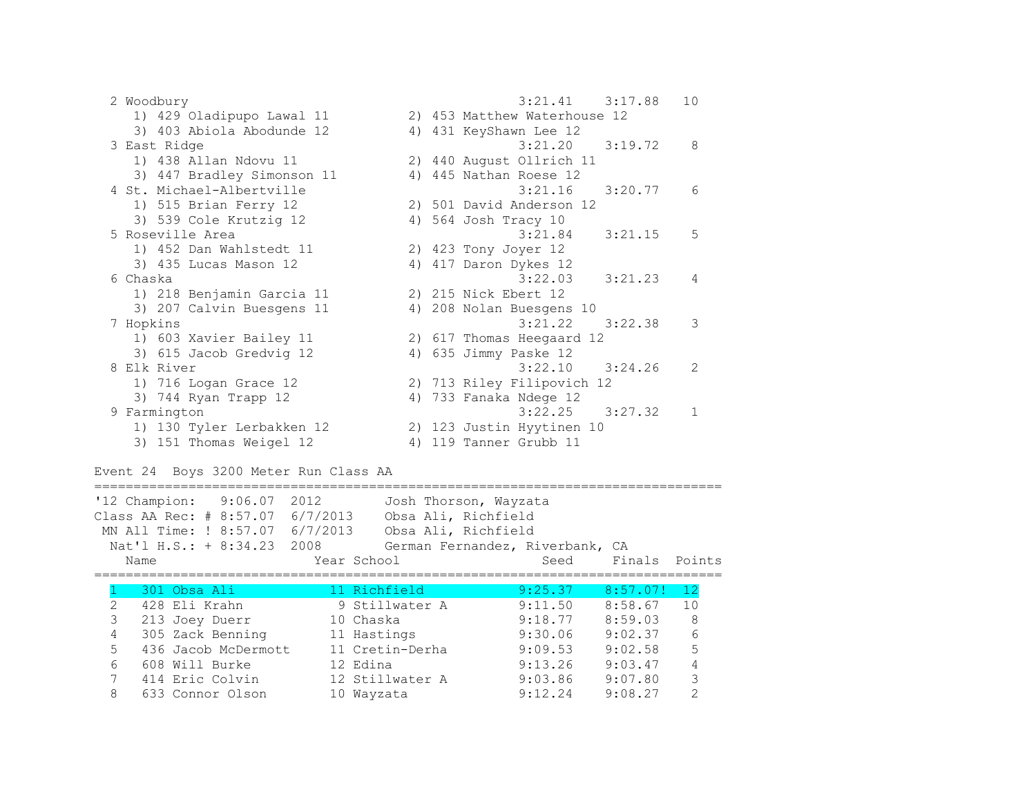| Place | School | Seed | Finals | Points |
|---|---|---|---|---|
| 2 | Woodbury | 3:21.41 | 3:17.88 | 10 |
| | 1) 429 Oladipupo Lawal 11, 2) 453 Matthew Waterhouse 12, 3) 403 Abiola Abodunde 12, 4) 431 KeyShawn Lee 12 | | | |
| 3 | East Ridge | 3:21.20 | 3:19.72 | 8 |
| | 1) 438 Allan Ndovu 11, 2) 440 August Ollrich 11, 3) 447 Bradley Simonson 11, 4) 445 Nathan Roese 12 | | | |
| 4 | St. Michael-Albertville | 3:21.16 | 3:20.77 | 6 |
| | 1) 515 Brian Ferry 12, 2) 501 David Anderson 12, 3) 539 Cole Krutzig 12, 4) 564 Josh Tracy 10 | | | |
| 5 | Roseville Area | 3:21.84 | 3:21.15 | 5 |
| | 1) 452 Dan Wahlstedt 11, 2) 423 Tony Joyer 12, 3) 435 Lucas Mason 12, 4) 417 Daron Dykes 12 | | | |
| 6 | Chaska | 3:22.03 | 3:21.23 | 4 |
| | 1) 218 Benjamin Garcia 11, 2) 215 Nick Ebert 12, 3) 207 Calvin Buesgens 11, 4) 208 Nolan Buesgens 10 | | | |
| 7 | Hopkins | 3:21.22 | 3:22.38 | 3 |
| | 1) 603 Xavier Bailey 11, 2) 617 Thomas Heegaard 12, 3) 615 Jacob Gredvig 12, 4) 635 Jimmy Paske 12 | | | |
| 8 | Elk River | 3:22.10 | 3:24.26 | 2 |
| | 1) 716 Logan Grace 12, 2) 713 Riley Filipovich 12, 3) 744 Ryan Trapp 12, 4) 733 Fanaka Ndege 12 | | | |
| 9 | Farmington | 3:22.25 | 3:27.32 | 1 |
| | 1) 130 Tyler Lerbakken 12, 2) 123 Justin Hyytinen 10, 3) 151 Thomas Weigel 12, 4) 119 Tanner Grubb 11 | | | |

## Event 24 Boys 3200 Meter Run Class AA

```
'12 Champion:   9:06.07  2012        Josh Thorson, Wayzata
Class AA Rec: # 8:57.07  6/7/2013    Obsa Ali, Richfield
 MN All Time: ! 8:57.07  6/7/2013    Obsa Ali, Richfield
  Nat'l H.S.: + 8:34.23  2008        German Fernandez, Riverbank, CA
```

| Place | # | Name | Year | School | Seed | Finals | Points |
|---|---|---|---|---|---|---|---|
| 1 | 301 | Obsa Ali | 11 | Richfield | 9:25.37 | 8:57.07! | 12 |
| 2 | 428 | Eli Krahn | 9 | Stillwater A | 9:11.50 | 8:58.67 | 10 |
| 3 | 213 | Joey Duerr | 10 | Chaska | 9:18.77 | 8:59.03 | 8 |
| 4 | 305 | Zack Benning | 11 | Hastings | 9:30.06 | 9:02.37 | 6 |
| 5 | 436 | Jacob McDermott | 11 | Cretin-Derha | 9:09.53 | 9:02.58 | 5 |
| 6 | 608 | Will Burke | 12 | Edina | 9:13.26 | 9:03.47 | 4 |
| 7 | 414 | Eric Colvin | 12 | Stillwater A | 9:03.86 | 9:07.80 | 3 |
| 8 | 633 | Connor Olson | 10 | Wayzata | 9:12.24 | 9:08.27 | 2 |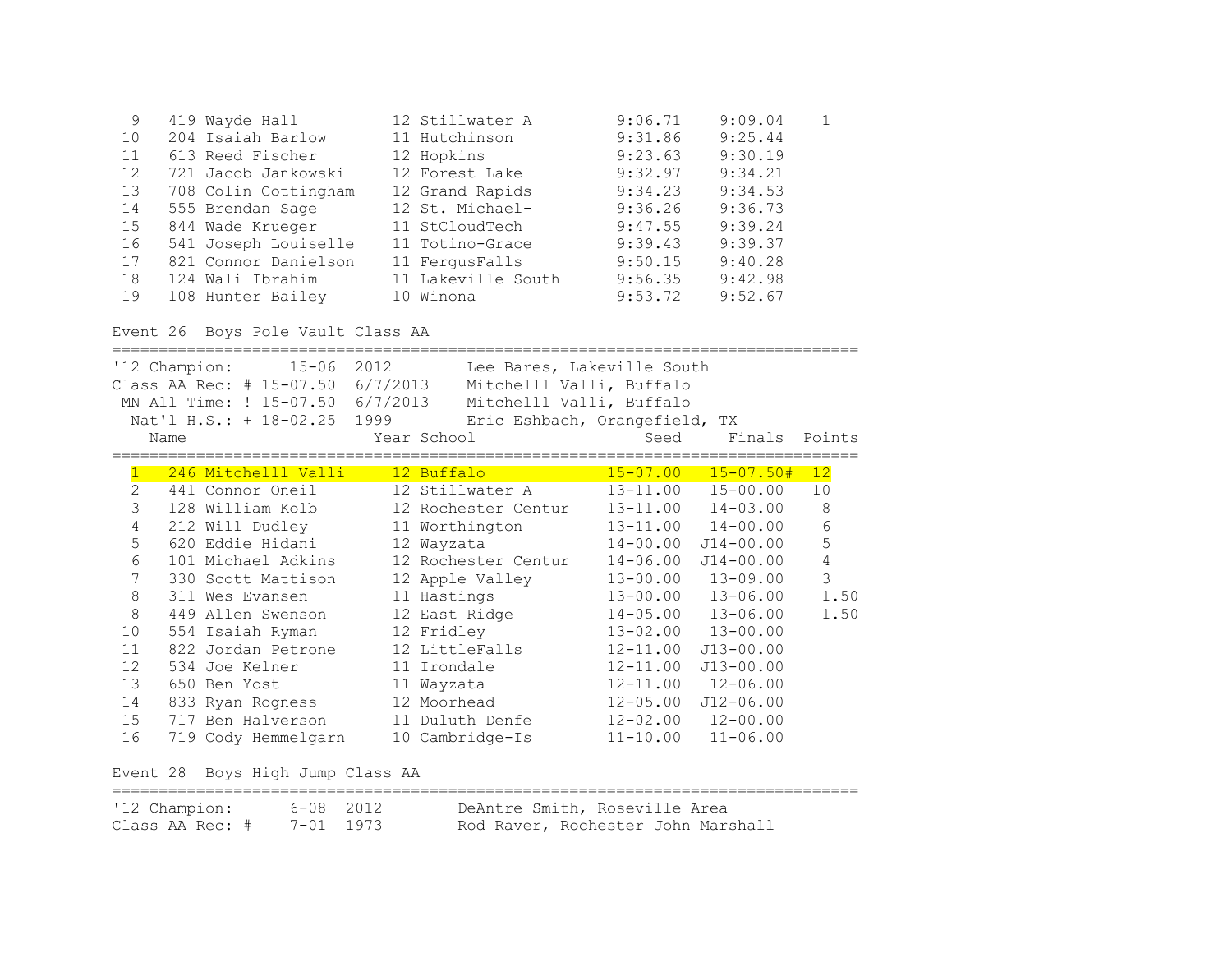| Place | # | Name | Year | School | Seed | Finals | Points |
|---|---|---|---|---|---|---|---|
| 9 | 419 | Wayde Hall | 12 | Stillwater A | 9:06.71 | 9:09.04 | 1 |
| 10 | 204 | Isaiah Barlow | 11 | Hutchinson | 9:31.86 | 9:25.44 | |
| 11 | 613 | Reed Fischer | 12 | Hopkins | 9:23.63 | 9:30.19 | |
| 12 | 721 | Jacob Jankowski | 12 | Forest Lake | 9:32.97 | 9:34.21 | |
| 13 | 708 | Colin Cottingham | 12 | Grand Rapids | 9:34.23 | 9:34.53 | |
| 14 | 555 | Brendan Sage | 12 | St. Michael- | 9:36.26 | 9:36.73 | |
| 15 | 844 | Wade Krueger | 11 | StCloudTech | 9:47.55 | 9:39.24 | |
| 16 | 541 | Joseph Louiselle | 11 | Totino-Grace | 9:39.43 | 9:39.37 | |
| 17 | 821 | Connor Danielson | 11 | FergusFalls | 9:50.15 | 9:40.28 | |
| 18 | 124 | Wali Ibrahim | 11 | Lakeville South | 9:56.35 | 9:42.98 | |
| 19 | 108 | Hunter Bailey | 10 | Winona | 9:53.72 | 9:52.67 | |

## Event 26 Boys Pole Vault Class AA

'12 Champion: 15-06 2012 Lee Bares, Lakeville South
Class AA Rec: # 15-07.50 6/7/2013 Mitchelll Valli, Buffalo
MN All Time: ! 15-07.50 6/7/2013 Mitchelll Valli, Buffalo
Nat'l H.S.: + 18-02.25 1999 Eric Eshbach, Orangefield, TX

| Place | # | Name | Year | School | Seed | Finals | Points |
|---|---|---|---|---|---|---|---|
| 1 | 246 | Mitchelll Valli | 12 | Buffalo | 15-07.00 | 15-07.50# | 12 |
| 2 | 441 | Connor Oneil | 12 | Stillwater A | 13-11.00 | 15-00.00 | 10 |
| 3 | 128 | William Kolb | 12 | Rochester Centur | 13-11.00 | 14-03.00 | 8 |
| 4 | 212 | Will Dudley | 11 | Worthington | 13-11.00 | 14-00.00 | 6 |
| 5 | 620 | Eddie Hidani | 12 | Wayzata | 14-00.00 | J14-00.00 | 5 |
| 6 | 101 | Michael Adkins | 12 | Rochester Centur | 14-06.00 | J14-00.00 | 4 |
| 7 | 330 | Scott Mattison | 12 | Apple Valley | 13-00.00 | 13-09.00 | 3 |
| 8 | 311 | Wes Evansen | 11 | Hastings | 13-00.00 | 13-06.00 | 1.50 |
| 8 | 449 | Allen Swenson | 12 | East Ridge | 14-05.00 | 13-06.00 | 1.50 |
| 10 | 554 | Isaiah Ryman | 12 | Fridley | 13-02.00 | 13-00.00 | |
| 11 | 822 | Jordan Petrone | 12 | LittleFalls | 12-11.00 | J13-00.00 | |
| 12 | 534 | Joe Kelner | 11 | Irondale | 12-11.00 | J13-00.00 | |
| 13 | 650 | Ben Yost | 11 | Wayzata | 12-11.00 | 12-06.00 | |
| 14 | 833 | Ryan Rogness | 12 | Moorhead | 12-05.00 | J12-06.00 | |
| 15 | 717 | Ben Halverson | 11 | Duluth Denfe | 12-02.00 | 12-00.00 | |
| 16 | 719 | Cody Hemmelgarn | 10 | Cambridge-Is | 11-10.00 | 11-06.00 | |

## Event 28 Boys High Jump Class AA

'12 Champion: 6-08 2012 DeAntre Smith, Roseville Area
Class AA Rec: # 7-01 1973 Rod Raver, Rochester John Marshall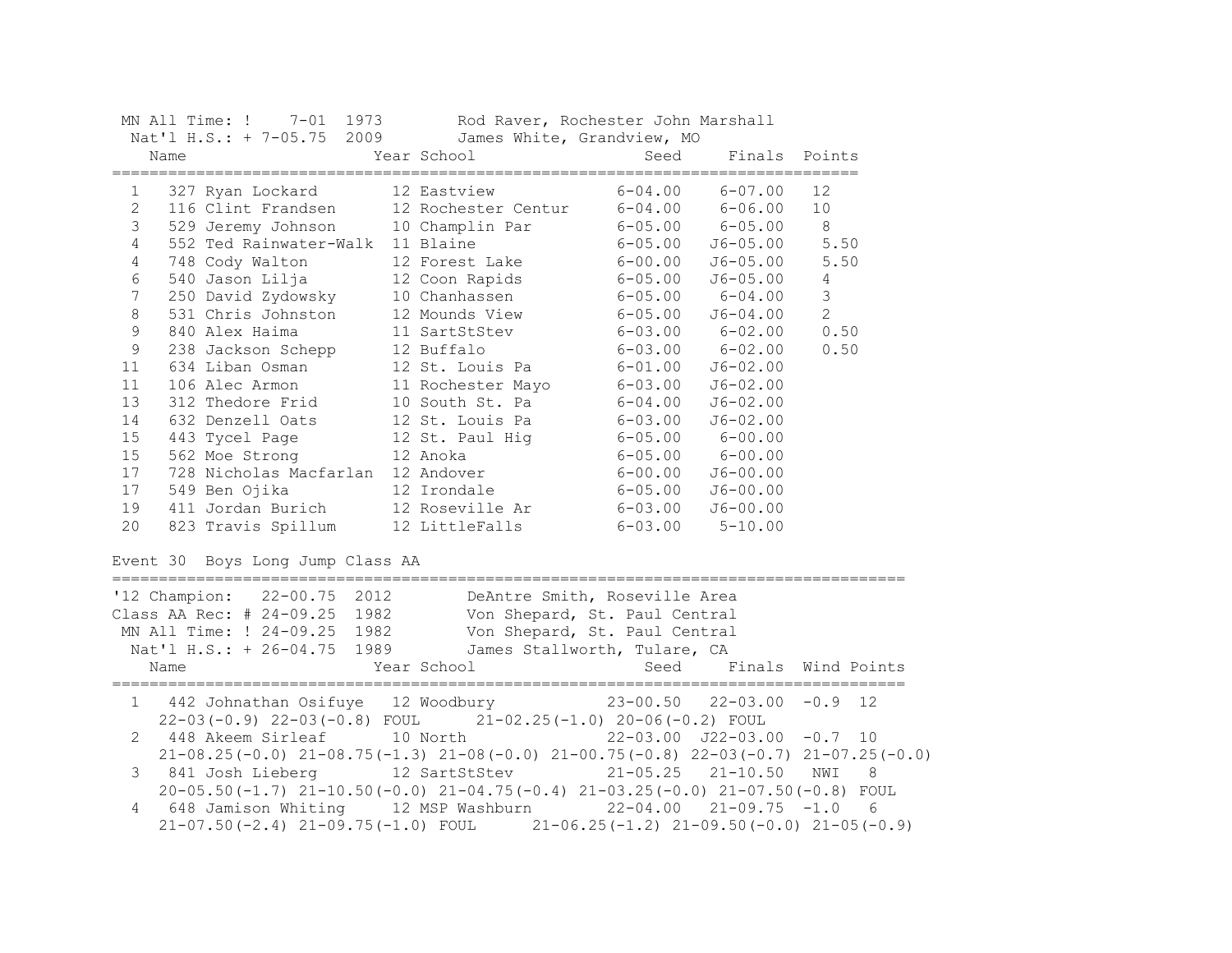MN All Time: ! 7-01 1973 Rod Raver, Rochester John Marshall
Nat'l H.S.: + 7-05.75 2009 James White, Grandview, MO

| | Name | Year | School | Seed | Finals | Points |
|---|---|---|---|---|---|---|
| 1 | 327 Ryan Lockard | 12 | Eastview | 6-04.00 | 6-07.00 | 12 |
| 2 | 116 Clint Frandsen | 12 | Rochester Centur | 6-04.00 | 6-06.00 | 10 |
| 3 | 529 Jeremy Johnson | 10 | Champlin Par | 6-05.00 | 6-05.00 | 8 |
| 4 | 552 Ted Rainwater-Walk | 11 | Blaine | 6-05.00 | J6-05.00 | 5.50 |
| 4 | 748 Cody Walton | 12 | Forest Lake | 6-00.00 | J6-05.00 | 5.50 |
| 6 | 540 Jason Lilja | 12 | Coon Rapids | 6-05.00 | J6-05.00 | 4 |
| 7 | 250 David Zydowsky | 10 | Chanhassen | 6-05.00 | 6-04.00 | 3 |
| 8 | 531 Chris Johnston | 12 | Mounds View | 6-05.00 | J6-04.00 | 2 |
| 9 | 840 Alex Haima | 11 | SartStStev | 6-03.00 | 6-02.00 | 0.50 |
| 9 | 238 Jackson Schepp | 12 | Buffalo | 6-03.00 | 6-02.00 | 0.50 |
| 11 | 634 Liban Osman | 12 | St. Louis Pa | 6-01.00 | J6-02.00 | |
| 11 | 106 Alec Armon | 11 | Rochester Mayo | 6-03.00 | J6-02.00 | |
| 13 | 312 Thedore Frid | 10 | South St. Pa | 6-04.00 | J6-02.00 | |
| 14 | 632 Denzell Oats | 12 | St. Louis Pa | 6-03.00 | J6-02.00 | |
| 15 | 443 Tycel Page | 12 | St. Paul Hig | 6-05.00 | 6-00.00 | |
| 15 | 562 Moe Strong | 12 | Anoka | 6-05.00 | 6-00.00 | |
| 17 | 728 Nicholas Macfarlan | 12 | Andover | 6-00.00 | J6-00.00 | |
| 17 | 549 Ben Ojika | 12 | Irondale | 6-05.00 | J6-00.00 | |
| 19 | 411 Jordan Burich | 12 | Roseville Ar | 6-03.00 | J6-00.00 | |
| 20 | 823 Travis Spillum | 12 | LittleFalls | 6-03.00 | 5-10.00 | |

## Event 30 Boys Long Jump Class AA

'12 Champion: 22-00.75 2012 DeAntre Smith, Roseville Area
Class AA Rec: # 24-09.25 1982 Von Shepard, St. Paul Central
MN All Time: ! 24-09.25 1982 Von Shepard, St. Paul Central
Nat'l H.S.: + 26-04.75 1989 James Stallworth, Tulare, CA

| | Name | Year | School | Seed | Finals | Wind | Points |
|---|---|---|---|---|---|---|---|
| 1 | 442 Johnathan Osifuye | 12 | Woodbury | 23-00.50 | 22-03.00 | -0.9 | 12 |
| | 22-03(-0.9) 22-03(-0.8) FOUL 21-02.25(-1.0) 20-06(-0.2) FOUL | | | | | | |
| 2 | 448 Akeem Sirleaf | 10 | North | 22-03.00 | J22-03.00 | -0.7 | 10 |
| | 21-08.25(-0.0) 21-08.75(-1.3) 21-08(-0.0) 21-00.75(-0.8) 22-03(-0.7) 21-07.25(-0.0) | | | | | | |
| 3 | 841 Josh Lieberg | 12 | SartStStev | 21-05.25 | 21-10.50 | NWI | 8 |
| | 20-05.50(-1.7) 21-10.50(-0.0) 21-04.75(-0.4) 21-03.25(-0.0) 21-07.50(-0.8) FOUL | | | | | | |
| 4 | 648 Jamison Whiting | 12 | MSP Washburn | 22-04.00 | 21-09.75 | -1.0 | 6 |
| | 21-07.50(-2.4) 21-09.75(-1.0) FOUL 21-06.25(-1.2) 21-09.50(-0.0) 21-05(-0.9) | | | | | | |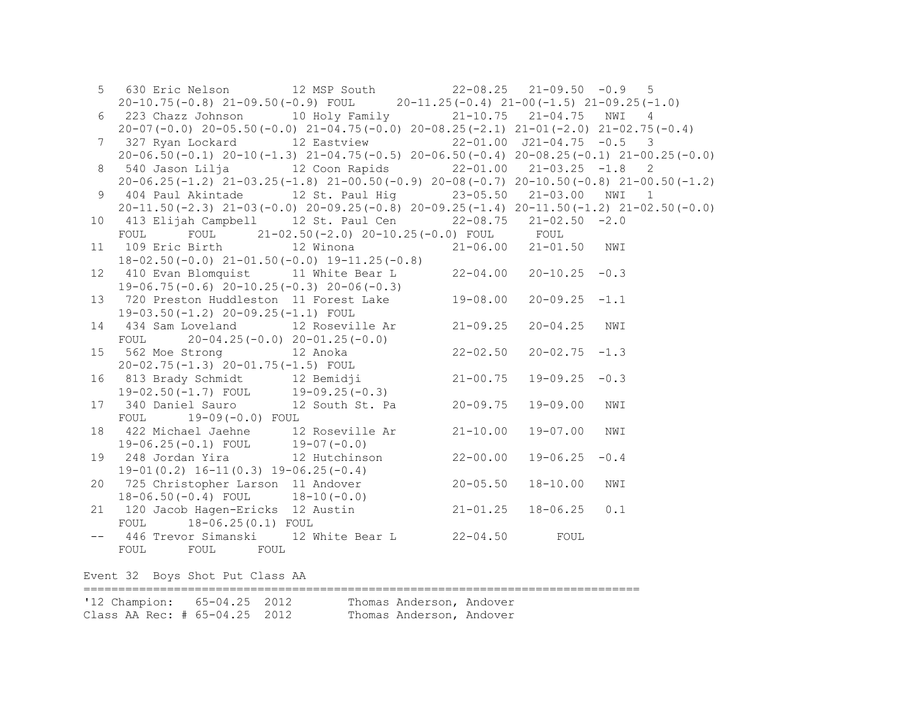```
  5   630 Eric Nelson         12 MSP South           22-08.25   21-09.50  -0.9   5
    20-10.75(-0.8) 21-09.50(-0.9) FOUL      20-11.25(-0.4) 21-00(-1.5) 21-09.25(-1.0)
  6   223 Chazz Johnson       10 Holy Family         21-10.75   21-04.75   NWI   4
    20-07(-0.0) 20-05.50(-0.0) 21-04.75(-0.0) 20-08.25(-2.1) 21-01(-2.0) 21-02.75(-0.4)
  7   327 Ryan Lockard        12 Eastview            22-01.00  J21-04.75  -0.5   3
    20-06.50(-0.1) 20-10(-1.3) 21-04.75(-0.5) 20-06.50(-0.4) 20-08.25(-0.1) 21-00.25(-0.0)
  8   540 Jason Lilja         12 Coon Rapids         22-01.00   21-03.25  -1.8   2
    20-06.25(-1.2) 21-03.25(-1.8) 21-00.50(-0.9) 20-08(-0.7) 20-10.50(-0.8) 21-00.50(-1.2)
  9   404 Paul Akintade       12 St. Paul Hig        23-05.50   21-03.00   NWI   1
    20-11.50(-2.3) 21-03(-0.0) 20-09.25(-0.8) 20-09.25(-1.4) 20-11.50(-1.2) 21-02.50(-0.0)
 10   413 Elijah Campbell     12 St. Paul Cen        22-08.75   21-02.50  -2.0
    FOUL      FOUL      21-02.50(-2.0) 20-10.25(-0.0) FOUL      FOUL
 11   109 Eric Birth          12 Winona              21-06.00   21-01.50   NWI
    18-02.50(-0.0) 21-01.50(-0.0) 19-11.25(-0.8)
 12   410 Evan Blomquist      11 White Bear L        22-04.00   20-10.25  -0.3
    19-06.75(-0.6) 20-10.25(-0.3) 20-06(-0.3)
 13   720 Preston Huddleston  11 Forest Lake         19-08.00   20-09.25  -1.1
    19-03.50(-1.2) 20-09.25(-1.1) FOUL
 14   434 Sam Loveland        12 Roseville Ar        21-09.25   20-04.25   NWI
    FOUL      20-04.25(-0.0) 20-01.25(-0.0)
 15   562 Moe Strong          12 Anoka               22-02.50   20-02.75  -1.3
    20-02.75(-1.3) 20-01.75(-1.5) FOUL
 16   813 Brady Schmidt       12 Bemidji             21-00.75   19-09.25  -0.3
    19-02.50(-1.7) FOUL      19-09.25(-0.3)
 17   340 Daniel Sauro        12 South St. Pa        20-09.75   19-09.00   NWI
    FOUL      19-09(-0.0) FOUL
 18   422 Michael Jaehne      12 Roseville Ar        21-10.00   19-07.00   NWI
    19-06.25(-0.1) FOUL      19-07(-0.0)
 19   248 Jordan Yira         12 Hutchinson          22-00.00   19-06.25  -0.4
    19-01(0.2) 16-11(0.3) 19-06.25(-0.4)
 20   725 Christopher Larson  11 Andover             20-05.50   18-10.00   NWI
    18-06.50(-0.4) FOUL      18-10(-0.0)
 21   120 Jacob Hagen-Ericks  12 Austin              21-01.25   18-06.25   0.1
    FOUL      18-06.25(0.1) FOUL
 --   446 Trevor Simanski     12 White Bear L        22-04.50       FOUL
    FOUL      FOUL      FOUL

Event 32  Boys Shot Put Class AA
==============================================================================
'12 Champion:   65-04.25  2012        Thomas Anderson, Andover
Class AA Rec: # 65-04.25  2012        Thomas Anderson, Andover
```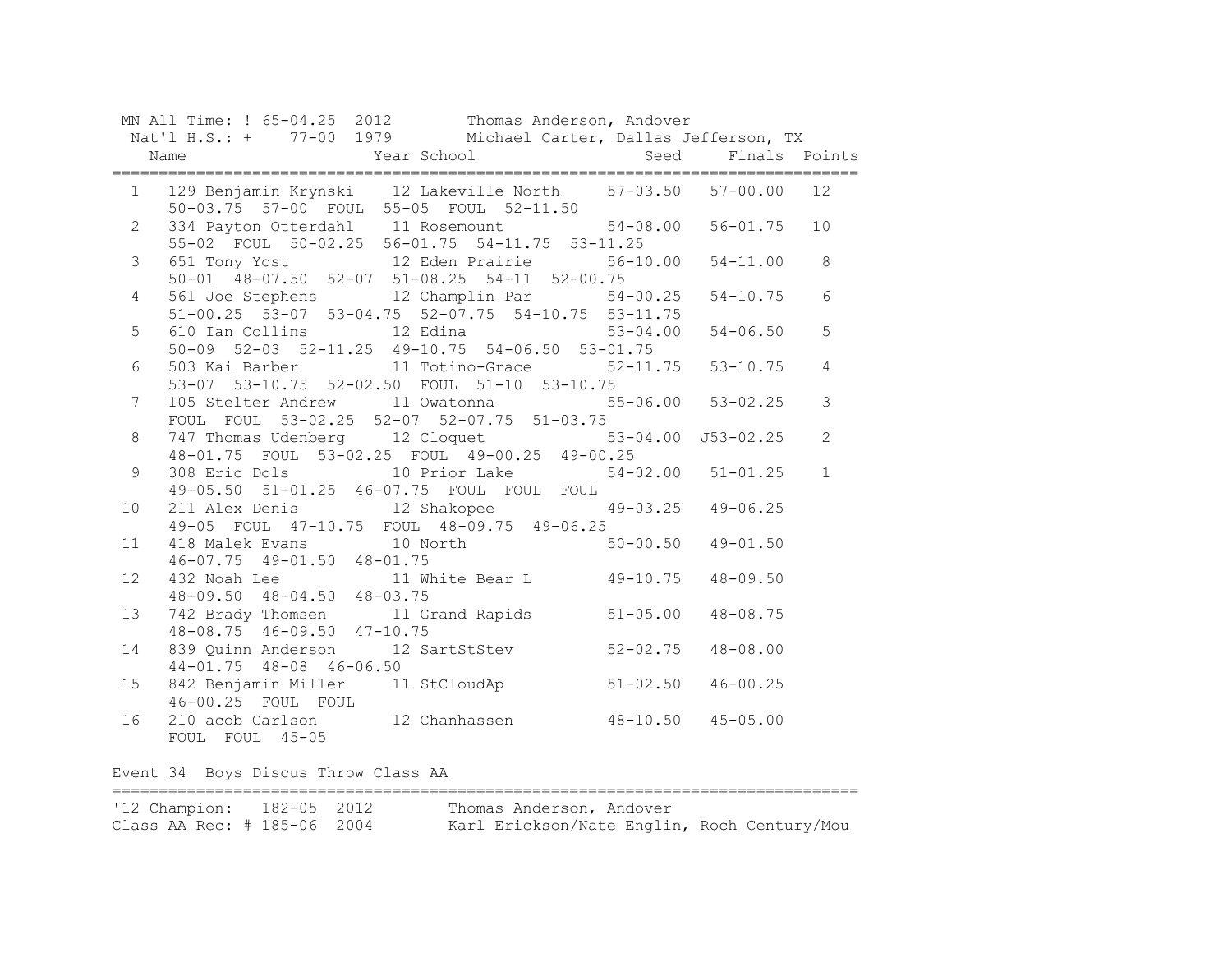MN All Time: ! 65-04.25 2012 Thomas Anderson, Andover
Nat'l H.S.: + 77-00 1979 Michael Carter, Dallas Jefferson, TX

| | Name | Year | School | Seed | Finals | Points |
|---|---|---|---|---|---|---|
| 1 | 129 Benjamin Krynski | 12 | Lakeville North | 57-03.50 | 57-00.00 | 12 |
| | 50-03.75 57-00 FOUL 55-05 FOUL 52-11.50 | | | | | |
| 2 | 334 Payton Otterdahl | 11 | Rosemount | 54-08.00 | 56-01.75 | 10 |
| | 55-02 FOUL 50-02.25 56-01.75 54-11.75 53-11.25 | | | | | |
| 3 | 651 Tony Yost | 12 | Eden Prairie | 56-10.00 | 54-11.00 | 8 |
| | 50-01 48-07.50 52-07 51-08.25 54-11 52-00.75 | | | | | |
| 4 | 561 Joe Stephens | 12 | Champlin Par | 54-00.25 | 54-10.75 | 6 |
| | 51-00.25 53-07 53-04.75 52-07.75 54-10.75 53-11.75 | | | | | |
| 5 | 610 Ian Collins | 12 | Edina | 53-04.00 | 54-06.50 | 5 |
| | 50-09 52-03 52-11.25 49-10.75 54-06.50 53-01.75 | | | | | |
| 6 | 503 Kai Barber | 11 | Totino-Grace | 52-11.75 | 53-10.75 | 4 |
| | 53-07 53-10.75 52-02.50 FOUL 51-10 53-10.75 | | | | | |
| 7 | 105 Stelter Andrew | 11 | Owatonna | 55-06.00 | 53-02.25 | 3 |
| | FOUL FOUL 53-02.25 52-07 52-07.75 51-03.75 | | | | | |
| 8 | 747 Thomas Udenberg | 12 | Cloquet | 53-04.00 | J53-02.25 | 2 |
| | 48-01.75 FOUL 53-02.25 FOUL 49-00.25 49-00.25 | | | | | |
| 9 | 308 Eric Dols | 10 | Prior Lake | 54-02.00 | 51-01.25 | 1 |
| | 49-05.50 51-01.25 46-07.75 FOUL FOUL FOUL | | | | | |
| 10 | 211 Alex Denis | 12 | Shakopee | 49-03.25 | 49-06.25 | |
| | 49-05 FOUL 47-10.75 FOUL 48-09.75 49-06.25 | | | | | |
| 11 | 418 Malek Evans | 10 | North | 50-00.50 | 49-01.50 | |
| | 46-07.75 49-01.50 48-01.75 | | | | | |
| 12 | 432 Noah Lee | 11 | White Bear L | 49-10.75 | 48-09.50 | |
| | 48-09.50 48-04.50 48-03.75 | | | | | |
| 13 | 742 Brady Thomsen | 11 | Grand Rapids | 51-05.00 | 48-08.75 | |
| | 48-08.75 46-09.50 47-10.75 | | | | | |
| 14 | 839 Quinn Anderson | 12 | SartStStev | 52-02.75 | 48-08.00 | |
| | 44-01.75 48-08 46-06.50 | | | | | |
| 15 | 842 Benjamin Miller | 11 | StCloudAp | 51-02.50 | 46-00.25 | |
| | 46-00.25 FOUL FOUL | | | | | |
| 16 | 210 acob Carlson | 12 | Chanhassen | 48-10.50 | 45-05.00 | |
| | FOUL FOUL 45-05 | | | | | |

## Event 34 Boys Discus Throw Class AA

'12 Champion: 182-05 2012 Thomas Anderson, Andover
Class AA Rec: # 185-06 2004 Karl Erickson/Nate Englin, Roch Century/Mou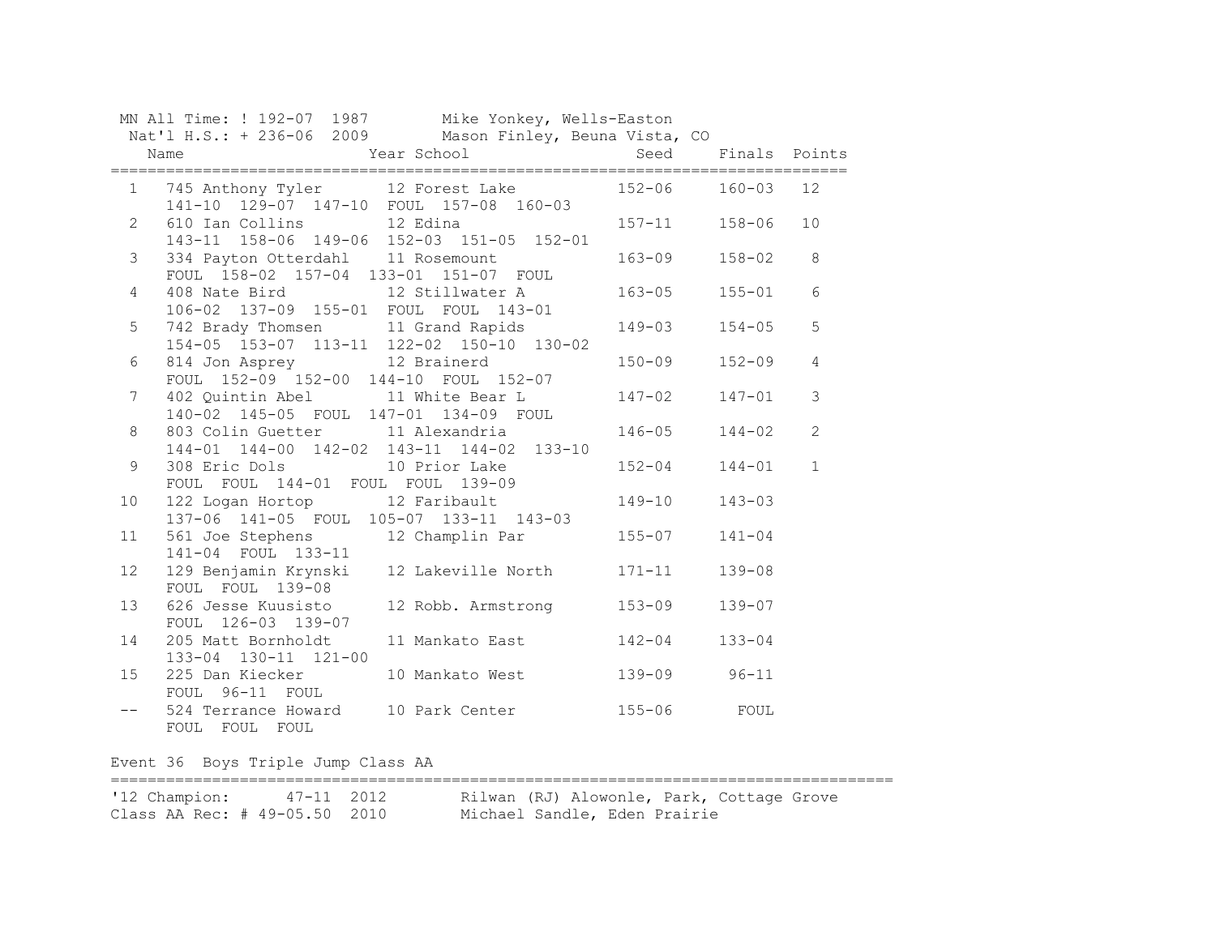MN All Time: ! 192-07  1987        Mike Yonkey, Wells-Easton
Nat'l H.S.: + 236-06  2009        Mason Finley, Beuna Vista, CO

| | Name | Year | School | Seed | Finals | Points |
|---|---|---|---|---|---|---|
| 1 | 745 Anthony Tyler | 12 | Forest Lake | 152-06 | 160-03 | 12 |
| | 141-10 129-07 147-10 FOUL 157-08 160-03 | | | | | |
| 2 | 610 Ian Collins | 12 | Edina | 157-11 | 158-06 | 10 |
| | 143-11 158-06 149-06 152-03 151-05 152-01 | | | | | |
| 3 | 334 Payton Otterdahl | 11 | Rosemount | 163-09 | 158-02 | 8 |
| | FOUL 158-02 157-04 133-01 151-07 FOUL | | | | | |
| 4 | 408 Nate Bird | 12 | Stillwater A | 163-05 | 155-01 | 6 |
| | 106-02 137-09 155-01 FOUL FOUL 143-01 | | | | | |
| 5 | 742 Brady Thomsen | 11 | Grand Rapids | 149-03 | 154-05 | 5 |
| | 154-05 153-07 113-11 122-02 150-10 130-02 | | | | | |
| 6 | 814 Jon Asprey | 12 | Brainerd | 150-09 | 152-09 | 4 |
| | FOUL 152-09 152-00 144-10 FOUL 152-07 | | | | | |
| 7 | 402 Quintin Abel | 11 | White Bear L | 147-02 | 147-01 | 3 |
| | 140-02 145-05 FOUL 147-01 134-09 FOUL | | | | | |
| 8 | 803 Colin Guetter | 11 | Alexandria | 146-05 | 144-02 | 2 |
| | 144-01 144-00 142-02 143-11 144-02 133-10 | | | | | |
| 9 | 308 Eric Dols | 10 | Prior Lake | 152-04 | 144-01 | 1 |
| | FOUL FOUL 144-01 FOUL FOUL 139-09 | | | | | |
| 10 | 122 Logan Hortop | 12 | Faribault | 149-10 | 143-03 | |
| | 137-06 141-05 FOUL 105-07 133-11 143-03 | | | | | |
| 11 | 561 Joe Stephens | 12 | Champlin Par | 155-07 | 141-04 | |
| | 141-04 FOUL 133-11 | | | | | |
| 12 | 129 Benjamin Krynski | 12 | Lakeville North | 171-11 | 139-08 | |
| | FOUL FOUL 139-08 | | | | | |
| 13 | 626 Jesse Kuusisto | 12 | Robb. Armstrong | 153-09 | 139-07 | |
| | FOUL 126-03 139-07 | | | | | |
| 14 | 205 Matt Bornholdt | 11 | Mankato East | 142-04 | 133-04 | |
| | 133-04 130-11 121-00 | | | | | |
| 15 | 225 Dan Kiecker | 10 | Mankato West | 139-09 | 96-11 | |
| | FOUL 96-11 FOUL | | | | | |
| -- | 524 Terrance Howard | 10 | Park Center | 155-06 | FOUL | |
| | FOUL FOUL FOUL | | | | | |

## Event 36  Boys Triple Jump Class AA

'12 Champion:      47-11  2012        Rilwan (RJ) Alowonle, Park, Cottage Grove
Class AA Rec: # 49-05.50  2010        Michael Sandle, Eden Prairie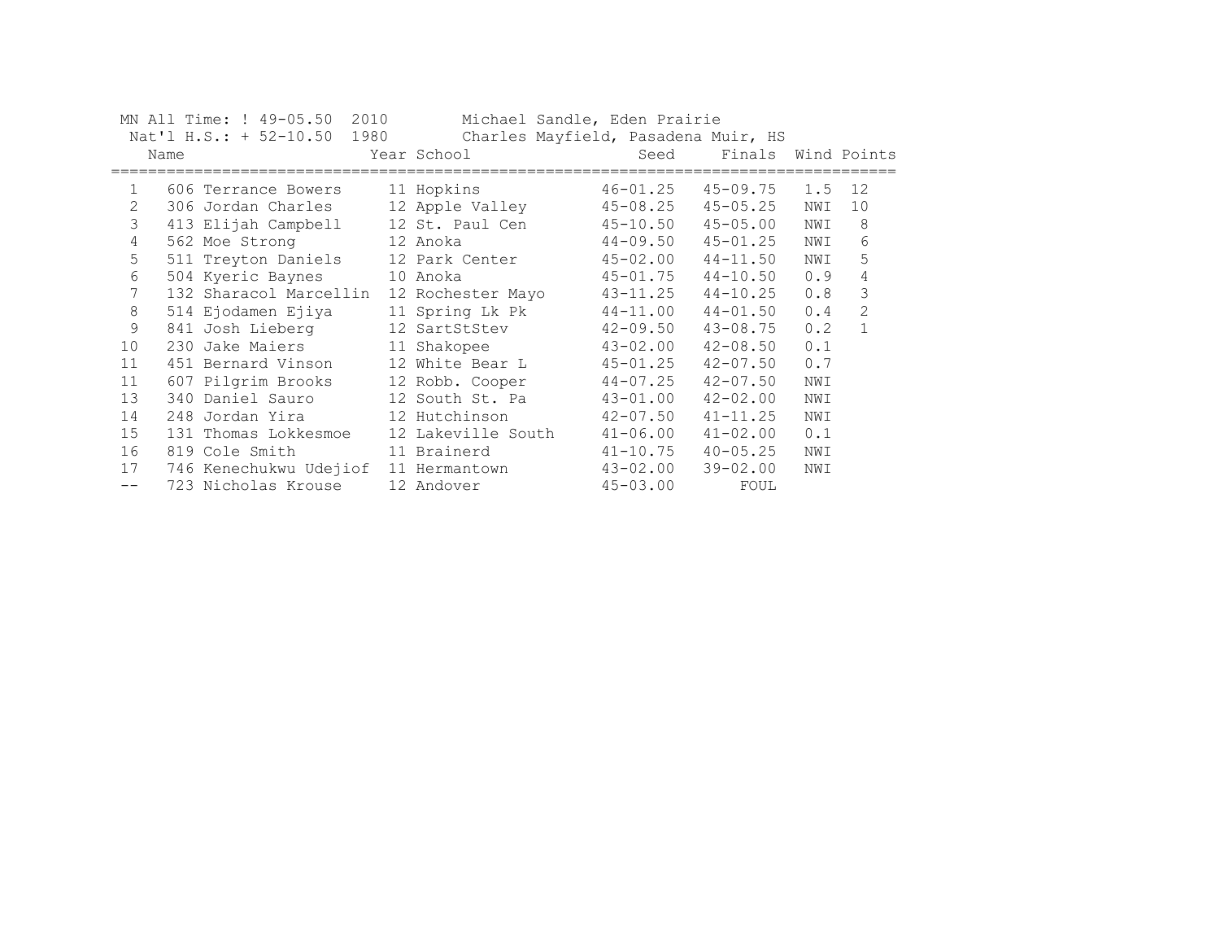MN All Time: ! 49-05.50 2010 Michael Sandle, Eden Prairie

Nat'l H.S.: + 52-10.50 1980 Charles Mayfield, Pasadena Muir, HS

| | Name | Year | School | Seed | Finals | Wind | Points |
|---|---|---|---|---|---|---|---|
| 1 | 606 Terrance Bowers | 11 | Hopkins | 46-01.25 | 45-09.75 | 1.5 | 12 |
| 2 | 306 Jordan Charles | 12 | Apple Valley | 45-08.25 | 45-05.25 | NWI | 10 |
| 3 | 413 Elijah Campbell | 12 | St. Paul Cen | 45-10.50 | 45-05.00 | NWI | 8 |
| 4 | 562 Moe Strong | 12 | Anoka | 44-09.50 | 45-01.25 | NWI | 6 |
| 5 | 511 Treyton Daniels | 12 | Park Center | 45-02.00 | 44-11.50 | NWI | 5 |
| 6 | 504 Kyeric Baynes | 10 | Anoka | 45-01.75 | 44-10.50 | 0.9 | 4 |
| 7 | 132 Sharacol Marcellin | 12 | Rochester Mayo | 43-11.25 | 44-10.25 | 0.8 | 3 |
| 8 | 514 Ejodamen Ejiya | 11 | Spring Lk Pk | 44-11.00 | 44-01.50 | 0.4 | 2 |
| 9 | 841 Josh Lieberg | 12 | SartStStev | 42-09.50 | 43-08.75 | 0.2 | 1 |
| 10 | 230 Jake Maiers | 11 | Shakopee | 43-02.00 | 42-08.50 | 0.1 | |
| 11 | 451 Bernard Vinson | 12 | White Bear L | 45-01.25 | 42-07.50 | 0.7 | |
| 11 | 607 Pilgrim Brooks | 12 | Robb. Cooper | 44-07.25 | 42-07.50 | NWI | |
| 13 | 340 Daniel Sauro | 12 | South St. Pa | 43-01.00 | 42-02.00 | NWI | |
| 14 | 248 Jordan Yira | 12 | Hutchinson | 42-07.50 | 41-11.25 | NWI | |
| 15 | 131 Thomas Lokkesmoe | 12 | Lakeville South | 41-06.00 | 41-02.00 | 0.1 | |
| 16 | 819 Cole Smith | 11 | Brainerd | 41-10.75 | 40-05.25 | NWI | |
| 17 | 746 Kenechukwu Udejiof | 11 | Hermantown | 43-02.00 | 39-02.00 | NWI | |
| -- | 723 Nicholas Krouse | 12 | Andover | 45-03.00 | FOUL | | |